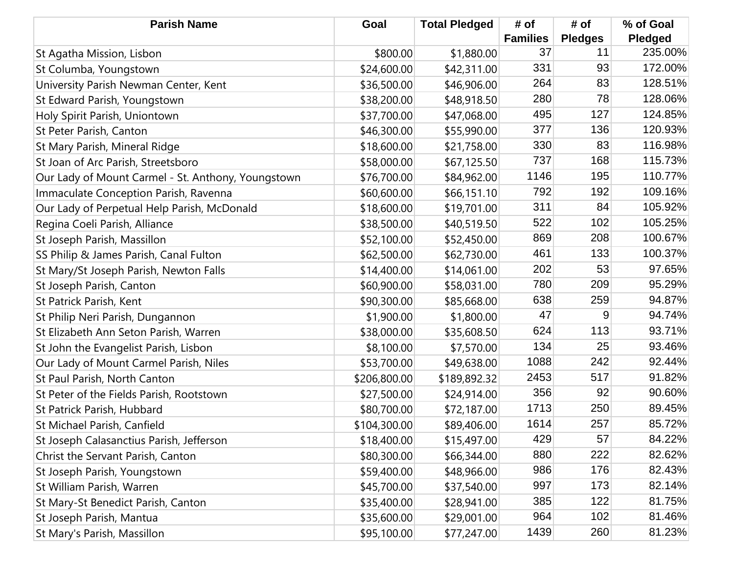| Parish Name | Goal | Total Pledged | # of Families | # of Pledges | % of Goal Pledged |
|---|---|---|---|---|---|
| St Agatha Mission, Lisbon | $800.00 | $1,880.00 | 37 | 11 | 235.00% |
| St Columba, Youngstown | $24,600.00 | $42,311.00 | 331 | 93 | 172.00% |
| University Parish Newman Center, Kent | $36,500.00 | $46,906.00 | 264 | 83 | 128.51% |
| St Edward Parish, Youngstown | $38,200.00 | $48,918.50 | 280 | 78 | 128.06% |
| Holy Spirit Parish, Uniontown | $37,700.00 | $47,068.00 | 495 | 127 | 124.85% |
| St Peter Parish, Canton | $46,300.00 | $55,990.00 | 377 | 136 | 120.93% |
| St Mary Parish, Mineral Ridge | $18,600.00 | $21,758.00 | 330 | 83 | 116.98% |
| St Joan of Arc Parish, Streetsboro | $58,000.00 | $67,125.50 | 737 | 168 | 115.73% |
| Our Lady of Mount Carmel - St. Anthony, Youngstown | $76,700.00 | $84,962.00 | 1146 | 195 | 110.77% |
| Immaculate Conception Parish, Ravenna | $60,600.00 | $66,151.10 | 792 | 192 | 109.16% |
| Our Lady of Perpetual Help Parish, McDonald | $18,600.00 | $19,701.00 | 311 | 84 | 105.92% |
| Regina Coeli Parish, Alliance | $38,500.00 | $40,519.50 | 522 | 102 | 105.25% |
| St Joseph Parish, Massillon | $52,100.00 | $52,450.00 | 869 | 208 | 100.67% |
| SS Philip & James Parish, Canal Fulton | $62,500.00 | $62,730.00 | 461 | 133 | 100.37% |
| St Mary/St Joseph Parish, Newton Falls | $14,400.00 | $14,061.00 | 202 | 53 | 97.65% |
| St Joseph Parish, Canton | $60,900.00 | $58,031.00 | 780 | 209 | 95.29% |
| St Patrick Parish, Kent | $90,300.00 | $85,668.00 | 638 | 259 | 94.87% |
| St Philip Neri Parish, Dungannon | $1,900.00 | $1,800.00 | 47 | 9 | 94.74% |
| St Elizabeth Ann Seton Parish, Warren | $38,000.00 | $35,608.50 | 624 | 113 | 93.71% |
| St John the Evangelist Parish, Lisbon | $8,100.00 | $7,570.00 | 134 | 25 | 93.46% |
| Our Lady of Mount Carmel Parish, Niles | $53,700.00 | $49,638.00 | 1088 | 242 | 92.44% |
| St Paul Parish, North Canton | $206,800.00 | $189,892.32 | 2453 | 517 | 91.82% |
| St Peter of the Fields Parish, Rootstown | $27,500.00 | $24,914.00 | 356 | 92 | 90.60% |
| St Patrick Parish, Hubbard | $80,700.00 | $72,187.00 | 1713 | 250 | 89.45% |
| St Michael Parish, Canfield | $104,300.00 | $89,406.00 | 1614 | 257 | 85.72% |
| St Joseph Calasanctius Parish, Jefferson | $18,400.00 | $15,497.00 | 429 | 57 | 84.22% |
| Christ the Servant Parish, Canton | $80,300.00 | $66,344.00 | 880 | 222 | 82.62% |
| St Joseph Parish, Youngstown | $59,400.00 | $48,966.00 | 986 | 176 | 82.43% |
| St William Parish, Warren | $45,700.00 | $37,540.00 | 997 | 173 | 82.14% |
| St Mary-St Benedict Parish, Canton | $35,400.00 | $28,941.00 | 385 | 122 | 81.75% |
| St Joseph Parish, Mantua | $35,600.00 | $29,001.00 | 964 | 102 | 81.46% |
| St Mary's Parish, Massillon | $95,100.00 | $77,247.00 | 1439 | 260 | 81.23% |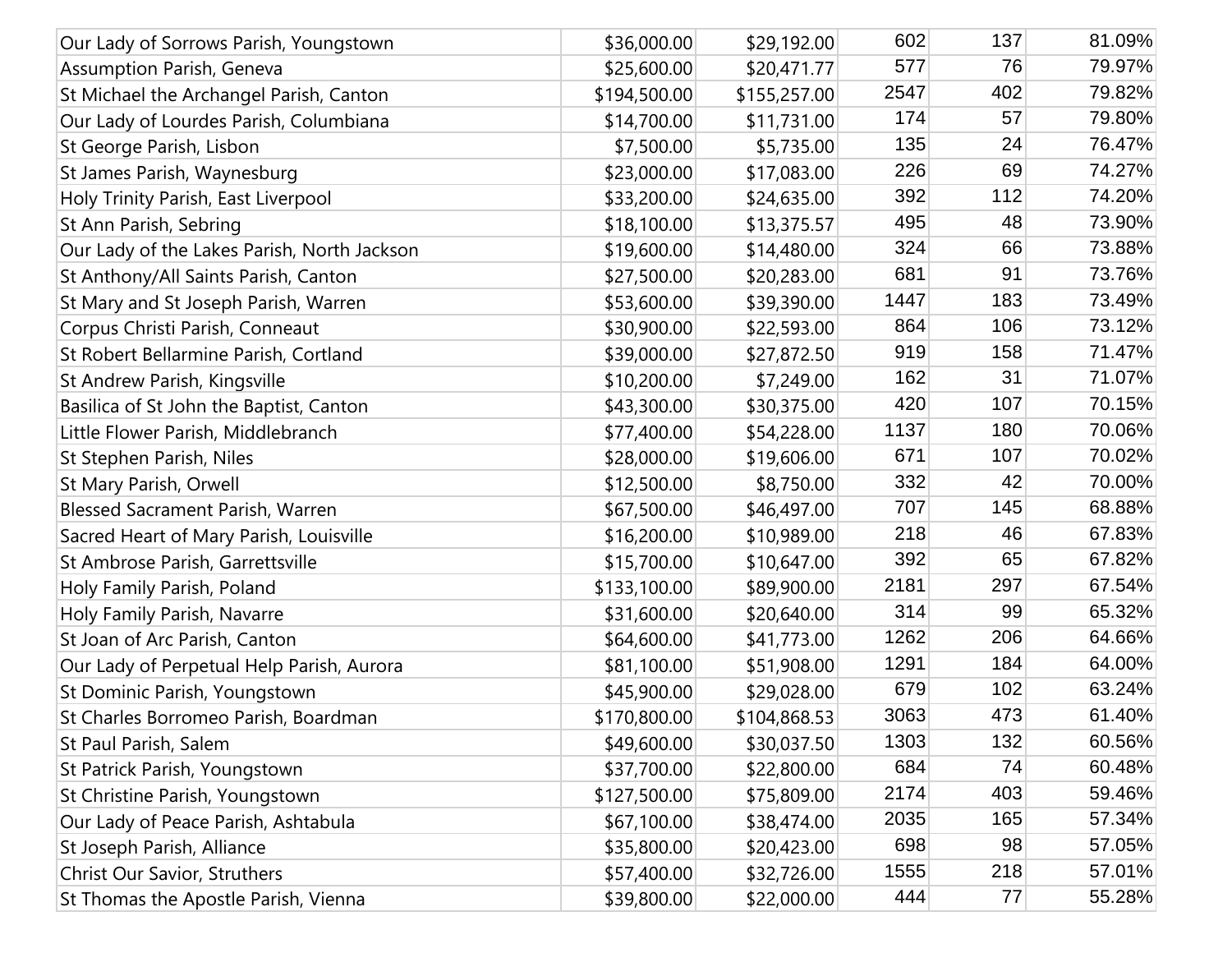| | | | | | |
|---|---|---|---|---|---|
| Our Lady of Sorrows Parish, Youngstown | $36,000.00 | $29,192.00 | 602 | 137 | 81.09% |
| Assumption Parish, Geneva | $25,600.00 | $20,471.77 | 577 | 76 | 79.97% |
| St Michael the Archangel Parish, Canton | $194,500.00 | $155,257.00 | 2547 | 402 | 79.82% |
| Our Lady of Lourdes Parish, Columbiana | $14,700.00 | $11,731.00 | 174 | 57 | 79.80% |
| St George Parish, Lisbon | $7,500.00 | $5,735.00 | 135 | 24 | 76.47% |
| St James Parish, Waynesburg | $23,000.00 | $17,083.00 | 226 | 69 | 74.27% |
| Holy Trinity Parish, East Liverpool | $33,200.00 | $24,635.00 | 392 | 112 | 74.20% |
| St Ann Parish, Sebring | $18,100.00 | $13,375.57 | 495 | 48 | 73.90% |
| Our Lady of the Lakes Parish, North Jackson | $19,600.00 | $14,480.00 | 324 | 66 | 73.88% |
| St Anthony/All Saints Parish, Canton | $27,500.00 | $20,283.00 | 681 | 91 | 73.76% |
| St Mary and St Joseph Parish, Warren | $53,600.00 | $39,390.00 | 1447 | 183 | 73.49% |
| Corpus Christi Parish, Conneaut | $30,900.00 | $22,593.00 | 864 | 106 | 73.12% |
| St Robert Bellarmine Parish, Cortland | $39,000.00 | $27,872.50 | 919 | 158 | 71.47% |
| St Andrew Parish, Kingsville | $10,200.00 | $7,249.00 | 162 | 31 | 71.07% |
| Basilica of St John the Baptist, Canton | $43,300.00 | $30,375.00 | 420 | 107 | 70.15% |
| Little Flower Parish, Middlebranch | $77,400.00 | $54,228.00 | 1137 | 180 | 70.06% |
| St Stephen Parish, Niles | $28,000.00 | $19,606.00 | 671 | 107 | 70.02% |
| St Mary Parish, Orwell | $12,500.00 | $8,750.00 | 332 | 42 | 70.00% |
| Blessed Sacrament Parish, Warren | $67,500.00 | $46,497.00 | 707 | 145 | 68.88% |
| Sacred Heart of Mary Parish, Louisville | $16,200.00 | $10,989.00 | 218 | 46 | 67.83% |
| St Ambrose Parish, Garrettsville | $15,700.00 | $10,647.00 | 392 | 65 | 67.82% |
| Holy Family Parish, Poland | $133,100.00 | $89,900.00 | 2181 | 297 | 67.54% |
| Holy Family Parish, Navarre | $31,600.00 | $20,640.00 | 314 | 99 | 65.32% |
| St Joan of Arc Parish, Canton | $64,600.00 | $41,773.00 | 1262 | 206 | 64.66% |
| Our Lady of Perpetual Help Parish, Aurora | $81,100.00 | $51,908.00 | 1291 | 184 | 64.00% |
| St Dominic Parish, Youngstown | $45,900.00 | $29,028.00 | 679 | 102 | 63.24% |
| St Charles Borromeo Parish, Boardman | $170,800.00 | $104,868.53 | 3063 | 473 | 61.40% |
| St Paul Parish, Salem | $49,600.00 | $30,037.50 | 1303 | 132 | 60.56% |
| St Patrick Parish, Youngstown | $37,700.00 | $22,800.00 | 684 | 74 | 60.48% |
| St Christine Parish, Youngstown | $127,500.00 | $75,809.00 | 2174 | 403 | 59.46% |
| Our Lady of Peace Parish, Ashtabula | $67,100.00 | $38,474.00 | 2035 | 165 | 57.34% |
| St Joseph Parish, Alliance | $35,800.00 | $20,423.00 | 698 | 98 | 57.05% |
| Christ Our Savior, Struthers | $57,400.00 | $32,726.00 | 1555 | 218 | 57.01% |
| St Thomas the Apostle Parish, Vienna | $39,800.00 | $22,000.00 | 444 | 77 | 55.28% |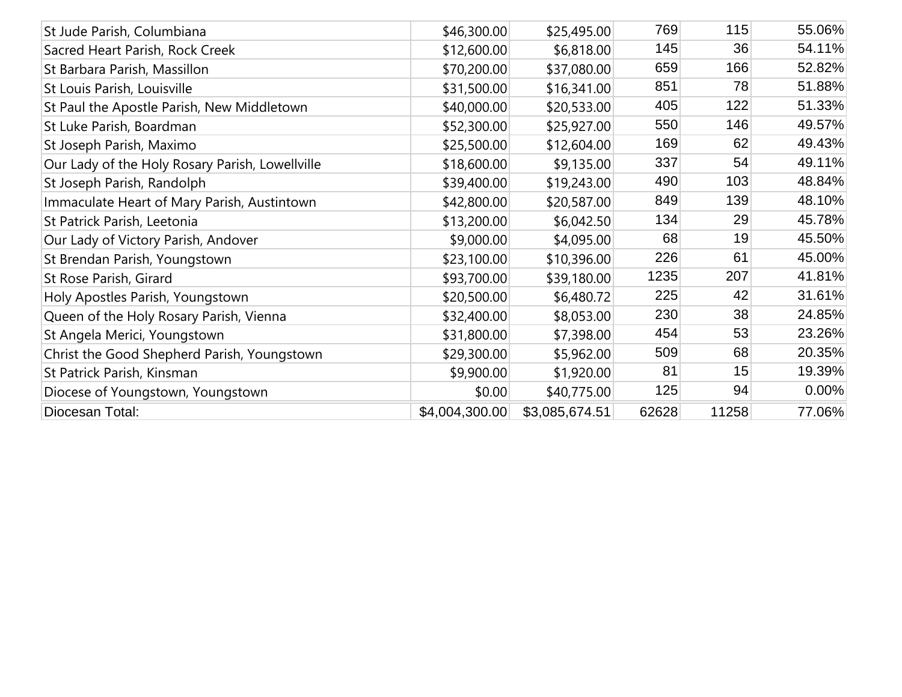| | | | | | |
|---|---|---|---|---|---|
| St Jude Parish, Columbiana | $46,300.00 | $25,495.00 | 769 | 115 | 55.06% |
| Sacred Heart Parish, Rock Creek | $12,600.00 | $6,818.00 | 145 | 36 | 54.11% |
| St Barbara Parish, Massillon | $70,200.00 | $37,080.00 | 659 | 166 | 52.82% |
| St Louis Parish, Louisville | $31,500.00 | $16,341.00 | 851 | 78 | 51.88% |
| St Paul the Apostle Parish, New Middletown | $40,000.00 | $20,533.00 | 405 | 122 | 51.33% |
| St Luke Parish, Boardman | $52,300.00 | $25,927.00 | 550 | 146 | 49.57% |
| St Joseph Parish, Maximo | $25,500.00 | $12,604.00 | 169 | 62 | 49.43% |
| Our Lady of the Holy Rosary Parish, Lowellville | $18,600.00 | $9,135.00 | 337 | 54 | 49.11% |
| St Joseph Parish, Randolph | $39,400.00 | $19,243.00 | 490 | 103 | 48.84% |
| Immaculate Heart of Mary Parish, Austintown | $42,800.00 | $20,587.00 | 849 | 139 | 48.10% |
| St Patrick Parish, Leetonia | $13,200.00 | $6,042.50 | 134 | 29 | 45.78% |
| Our Lady of Victory Parish, Andover | $9,000.00 | $4,095.00 | 68 | 19 | 45.50% |
| St Brendan Parish, Youngstown | $23,100.00 | $10,396.00 | 226 | 61 | 45.00% |
| St Rose Parish, Girard | $93,700.00 | $39,180.00 | 1235 | 207 | 41.81% |
| Holy Apostles Parish, Youngstown | $20,500.00 | $6,480.72 | 225 | 42 | 31.61% |
| Queen of the Holy Rosary Parish, Vienna | $32,400.00 | $8,053.00 | 230 | 38 | 24.85% |
| St Angela Merici, Youngstown | $31,800.00 | $7,398.00 | 454 | 53 | 23.26% |
| Christ the Good Shepherd Parish, Youngstown | $29,300.00 | $5,962.00 | 509 | 68 | 20.35% |
| St Patrick Parish, Kinsman | $9,900.00 | $1,920.00 | 81 | 15 | 19.39% |
| Diocese of Youngstown, Youngstown | $0.00 | $40,775.00 | 125 | 94 | 0.00% |
| Diocesan Total: | $4,004,300.00 | $3,085,674.51 | 62628 | 11258 | 77.06% |